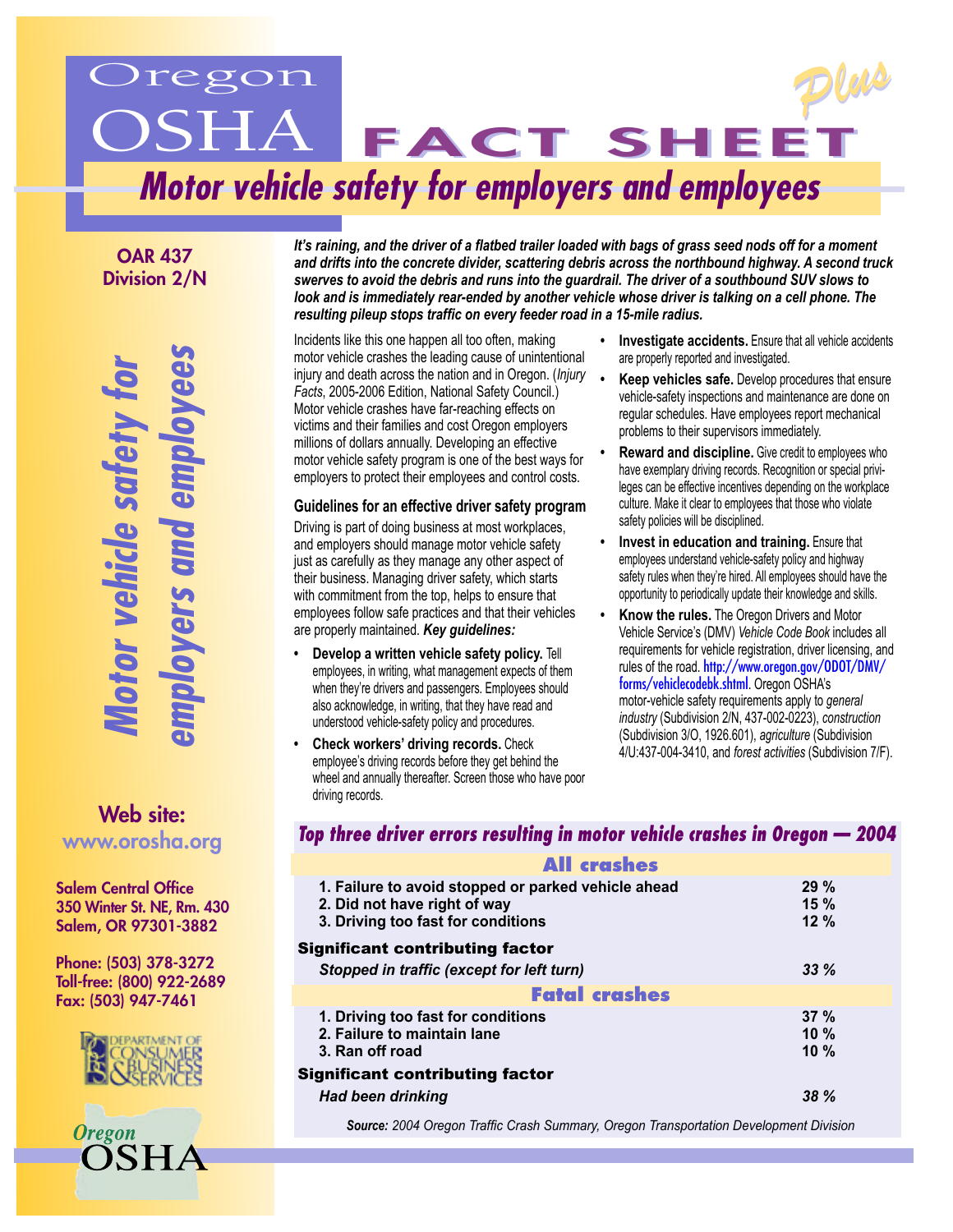# Oregon OSHA FACT SHEET *Plus*

## *Motor vehicle safety for employers and employees*

**OAR 437 Division 2/N**

**Web site:** www.orosha.org

Salem Central Office
350 Winter St. NE, Rm. 430
Salem, OR 97301-3882

Phone: (503) 378-3272
Toll-free: (800) 922-2689
Fax: (503) 947-7461

***It's raining, and the driver of a flatbed trailer loaded with bags of grass seed nods off for a moment and drifts into the concrete divider, scattering debris across the northbound highway. A second truck swerves to avoid the debris and runs into the guardrail. The driver of a southbound SUV slows to look and is immediately rear-ended by another vehicle whose driver is talking on a cell phone. The resulting pileup stops traffic on every feeder road in a 15-mile radius.***

Incidents like this one happen all too often, making motor vehicle crashes the leading cause of unintentional injury and death across the nation and in Oregon. (*Injury Facts*, 2005-2006 Edition, National Safety Council.) Motor vehicle crashes have far-reaching effects on victims and their families and cost Oregon employers millions of dollars annually. Developing an effective motor vehicle safety program is one of the best ways for employers to protect their employees and control costs.

### Guidelines for an effective driver safety program

Driving is part of doing business at most workplaces, and employers should manage motor vehicle safety just as carefully as they manage any other aspect of their business. Managing driver safety, which starts with commitment from the top, helps to ensure that employees follow safe practices and that their vehicles are properly maintained. ***Key guidelines:***

- **Develop a written vehicle safety policy.** Tell employees, in writing, what management expects of them when they're drivers and passengers. Employees should also acknowledge, in writing, that they have read and understood vehicle-safety policy and procedures.
- **Check workers' driving records.** Check employee's driving records before they get behind the wheel and annually thereafter. Screen those who have poor driving records.
- **Investigate accidents.** Ensure that all vehicle accidents are properly reported and investigated.
- **Keep vehicles safe.** Develop procedures that ensure vehicle-safety inspections and maintenance are done on regular schedules. Have employees report mechanical problems to their supervisors immediately.
- **Reward and discipline.** Give credit to employees who have exemplary driving records. Recognition or special privileges can be effective incentives depending on the workplace culture. Make it clear to employees that those who violate safety policies will be disciplined.
- **Invest in education and training.** Ensure that employees understand vehicle-safety policy and highway safety rules when they're hired. All employees should have the opportunity to periodically update their knowledge and skills.
- **Know the rules.** The Oregon Drivers and Motor Vehicle Service's (DMV) *Vehicle Code Book* includes all requirements for vehicle registration, driver licensing, and rules of the road. http://www.oregon.gov/ODOT/DMV/forms/vehiclecodebk.shtml. Oregon OSHA's motor-vehicle safety requirements apply to *general industry* (Subdivision 2/N, 437-002-0223), *construction* (Subdivision 3/O, 1926.601), *agriculture* (Subdivision 4/U:437-004-3410, and *forest activities* (Subdivision 7/F).

### *Top three driver errors resulting in motor vehicle crashes in Oregon — 2004*

| **All crashes** | |
|---|---|
| 1. Failure to avoid stopped or parked vehicle ahead | 29 % |
| 2. Did not have right of way | 15 % |
| 3. Driving too fast for conditions | 12 % |
| **Significant contributing factor** | |
| *Stopped in traffic (except for left turn)* | *33 %* |
| **Fatal crashes** | |
| 1. Driving too fast for conditions | 37 % |
| 2. Failure to maintain lane | 10 % |
| 3. Ran off road | 10 % |
| **Significant contributing factor** | |
| *Had been drinking* | *38 %* |

***Source:*** *2004 Oregon Traffic Crash Summary, Oregon Transportation Development Division*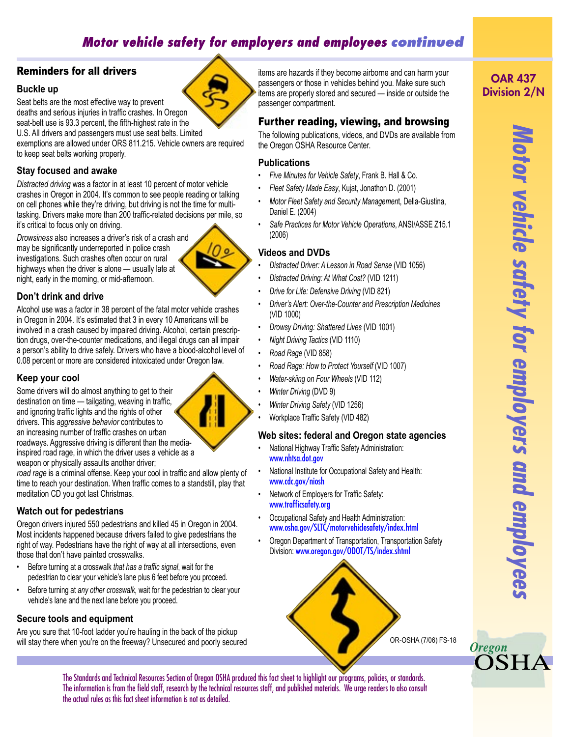# Motor vehicle safety for employers and employees *continued*

## Reminders for all drivers

### Buckle up

Seat belts are the most effective way to prevent deaths and serious injuries in traffic crashes. In Oregon seat-belt use is 93.3 percent, the fifth-highest rate in the U.S. All drivers and passengers must use seat belts. Limited exemptions are allowed under ORS 811.215. Vehicle owners are required to keep seat belts working properly.

### Stay focused and awake

*Distracted driving* was a factor in at least 10 percent of motor vehicle crashes in Oregon in 2004. It's common to see people reading or talking on cell phones while they're driving, but driving is not the time for multi-tasking. Drivers make more than 200 traffic-related decisions per mile, so it's critical to focus only on driving.

*Drowsiness* also increases a driver's risk of a crash and may be significantly underreported in police crash investigations. Such crashes often occur on rural highways when the driver is alone — usually late at night, early in the morning, or mid-afternoon.

### Don't drink and drive

Alcohol use was a factor in 38 percent of the fatal motor vehicle crashes in Oregon in 2004. It's estimated that 3 in every 10 Americans will be involved in a crash caused by impaired driving. Alcohol, certain prescription drugs, over-the-counter medications, and illegal drugs can all impair a person's ability to drive safely. Drivers who have a blood-alcohol level of 0.08 percent or more are considered intoxicated under Oregon law.

### Keep your cool

Some drivers will do almost anything to get to their destination on time — tailgating, weaving in traffic, and ignoring traffic lights and the rights of other drivers. This *aggressive behavior* contributes to an increasing number of traffic crashes on urban roadways. Aggressive driving is different than the media-inspired road rage, in which the driver uses a vehicle as a weapon or physically assaults another driver; *road rage* is a criminal offense. Keep your cool in traffic and allow plenty of time to reach your destination. When traffic comes to a standstill, play that meditation CD you got last Christmas.

### Watch out for pedestrians

Oregon drivers injured 550 pedestrians and killed 45 in Oregon in 2004. Most incidents happened because drivers failed to give pedestrians the right of way. Pedestrians have the right of way at all intersections, even those that don't have painted crosswalks.

- Before turning at a crosswalk *that has a traffic signal*, wait for the pedestrian to clear your vehicle's lane plus 6 feet before you proceed.
- Before turning at *any other crosswalk*, wait for the pedestrian to clear your vehicle's lane and the next lane before you proceed.

### Secure tools and equipment

Are you sure that 10-foot ladder you're hauling in the back of the pickup will stay there when you're on the freeway? Unsecured and poorly secured items are hazards if they become airborne and can harm your passengers or those in vehicles behind you. Make sure such items are properly stored and secured — inside or outside the passenger compartment.

## Further reading, viewing, and browsing

The following publications, videos, and DVDs are available from the Oregon OSHA Resource Center.

### Publications

- *Five Minutes for Vehicle Safety*, Frank B. Hall & Co.
- *Fleet Safety Made Easy*, Kujat, Jonathon D. (2001)
- *Motor Fleet Safety and Security Management*, Della-Giustina, Daniel E. (2004)
- *Safe Practices for Motor Vehicle Operations*, ANSI/ASSE Z15.1 (2006)

### Videos and DVDs

- *Distracted Driver: A Lesson in Road Sense* (VID 1056)
- *Distracted Driving: At What Cost?* (VID 1211)
- *Drive for Life: Defensive Driving* (VID 821)
- *Driver's Alert: Over-the-Counter and Prescription Medicines* (VID 1000)
- *Drowsy Driving: Shattered Lives* (VID 1001)
- *Night Driving Tactics* (VID 1110)
- *Road Rage* (VID 858)
- *Road Rage: How to Protect Yourself* (VID 1007)
- *Water-skiing on Four Wheels* (VID 112)
- *Winter Driving* (DVD 9)
- *Winter Driving Safety* (VID 1256)
- Workplace Traffic Safety (VID 482)

### Web sites: federal and Oregon state agencies

- National Highway Traffic Safety Administration: www.nhtsa.dot.gov
- National Institute for Occupational Safety and Health: www.cdc.gov/niosh
- Network of Employers for Traffic Safety: www.trafficsafety.org
- Occupational Safety and Health Administration: www.osha.gov/SLTC/motorvehiclesafety/index.html
- Oregon Department of Transportation, Transportation Safety Division: www.oregon.gov/ODOT/TS/index.shtml

OR-OSHA (7/06) FS-18

OAR 437 Division 2/N

The Standards and Technical Resources Section of Oregon OSHA produced this fact sheet to highlight our programs, policies, or standards. The information is from the field staff, research by the technical resources staff, and published materials. We urge readers to also consult the actual rules as this fact sheet information is not as detailed.